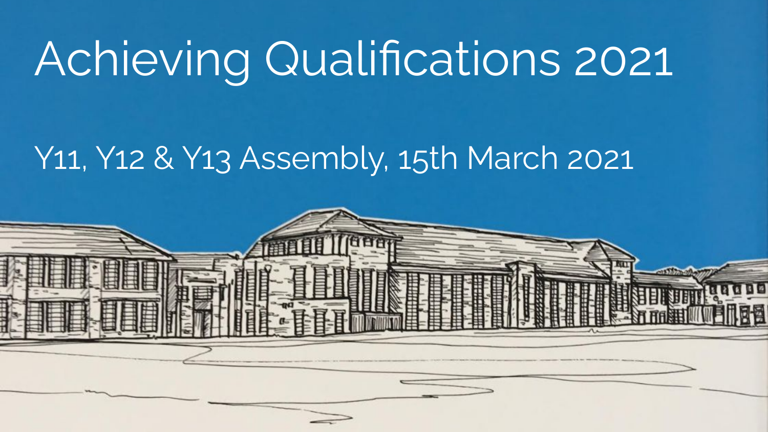# Achieving Qualifications 2021

## Y11, Y12 & Y13 Assembly, 15th March 2021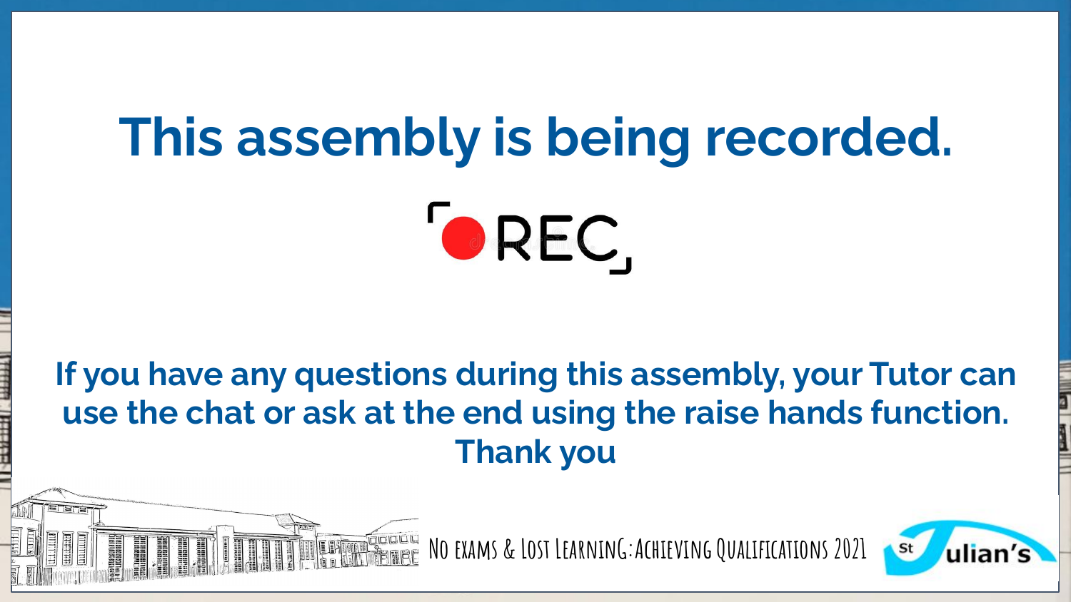# This assembly is being recorded.

REC

**If you have any questions during this assembly, your Tutor can use the chat or ask at the end using the raise hands function. Thank you**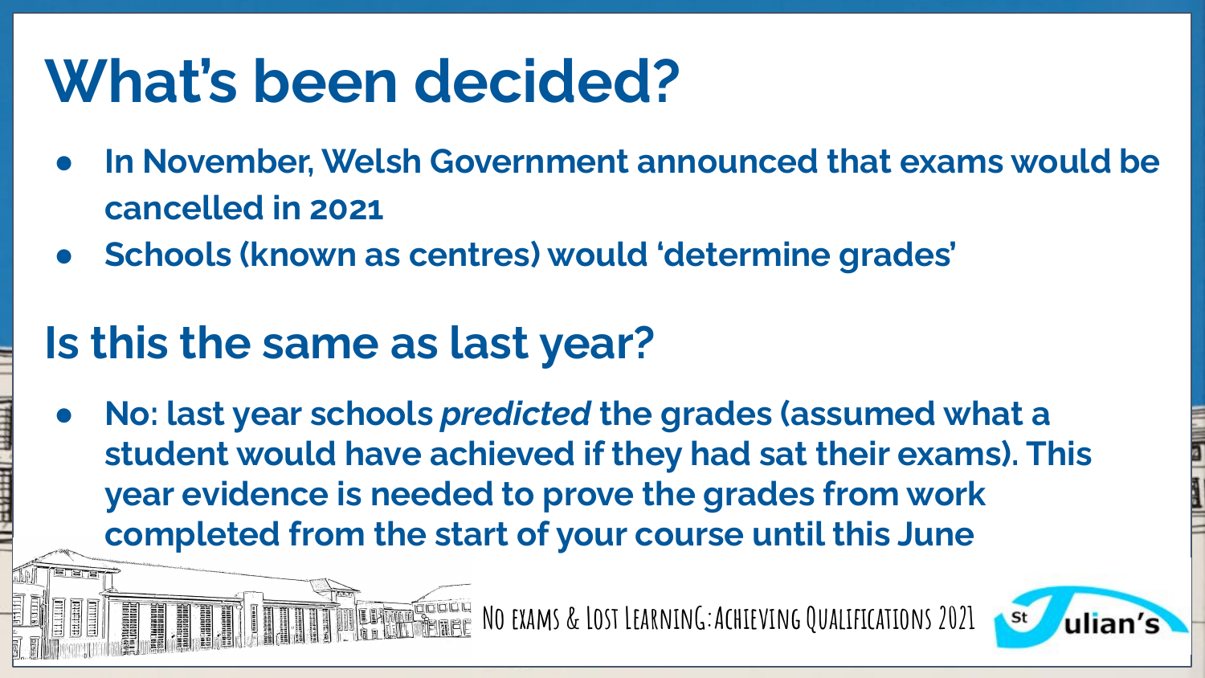# What's been decided?

- **In November, Welsh Government announced that exams would be cancelled in 2021**
- **Schools (known as centres) would 'determine grades'**

## Is this the same as last year?

- **No: last year schools *predicted* the grades (assumed what a student would have achieved if they had sat their exams). This year evidence is needed to prove the grades from work completed from the start of your course until this June**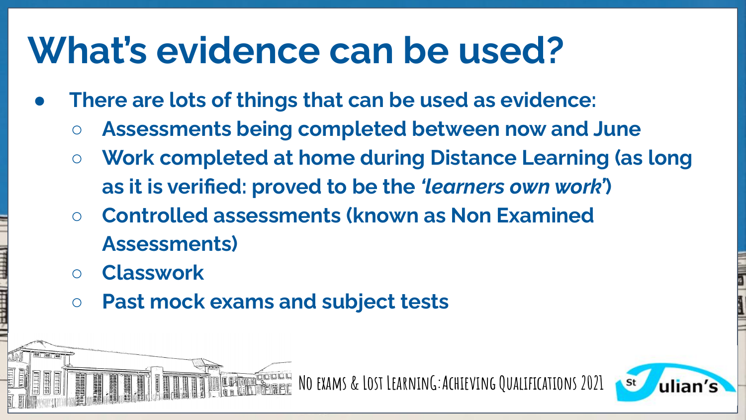# What's evidence can be used?

- There are lots of things that can be used as evidence:
  - Assessments being completed between now and June
  - Work completed at home during Distance Learning (as long as it is verified: proved to be the *'learners own work'*)
  - Controlled assessments (known as Non Examined Assessments)
  - Classwork
  - Past mock exams and subject tests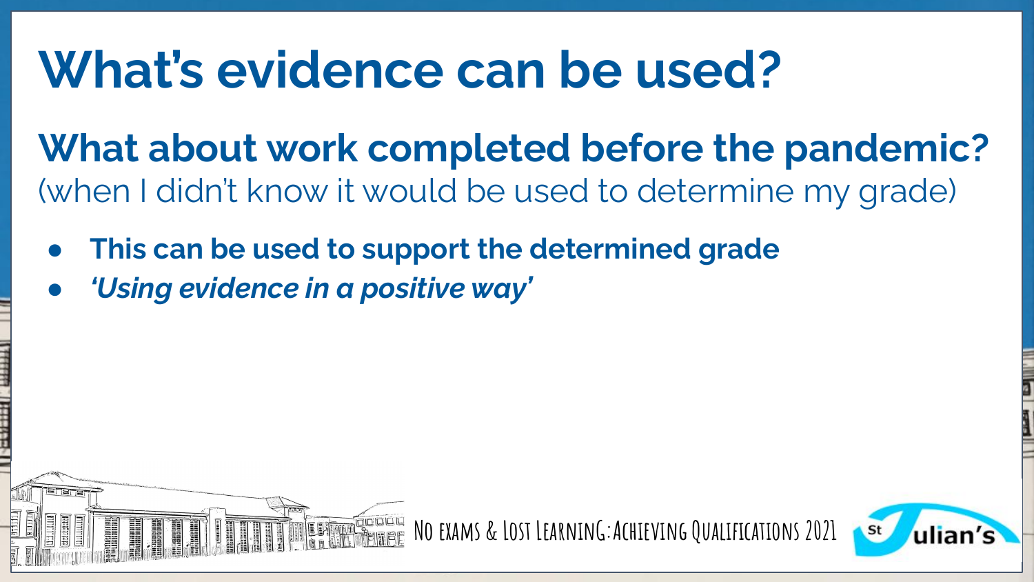# What's evidence can be used?

## What about work completed before the pandemic?

(when I didn't know it would be used to determine my grade)

- **This can be used to support the determined grade**
- ***'Using evidence in a positive way'***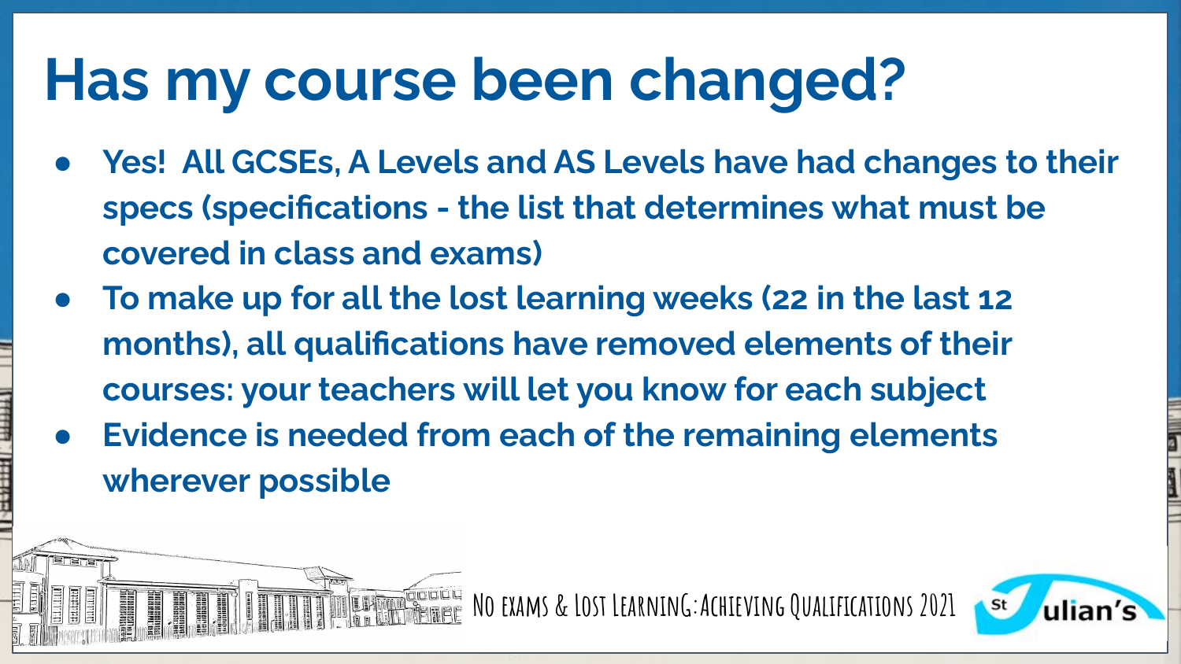# Has my course been changed?

- **Yes! All GCSEs, A Levels and AS Levels have had changes to their specs (specifications - the list that determines what must be covered in class and exams)**
- **To make up for all the lost learning weeks (22 in the last 12 months), all qualifications have removed elements of their courses: your teachers will let you know for each subject**
- **Evidence is needed from each of the remaining elements wherever possible**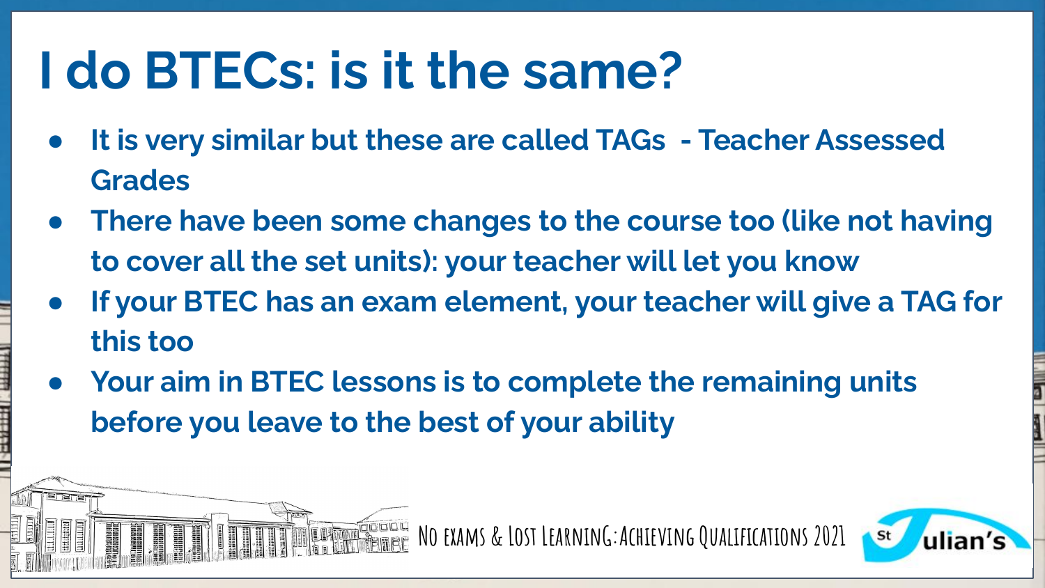# I do BTECs: is it the same?

- It is very similar but these are called TAGs - Teacher Assessed Grades
- There have been some changes to the course too (like not having to cover all the set units): your teacher will let you know
- If your BTEC has an exam element, your teacher will give a TAG for this too
- Your aim in BTEC lessons is to complete the remaining units before you leave to the best of your ability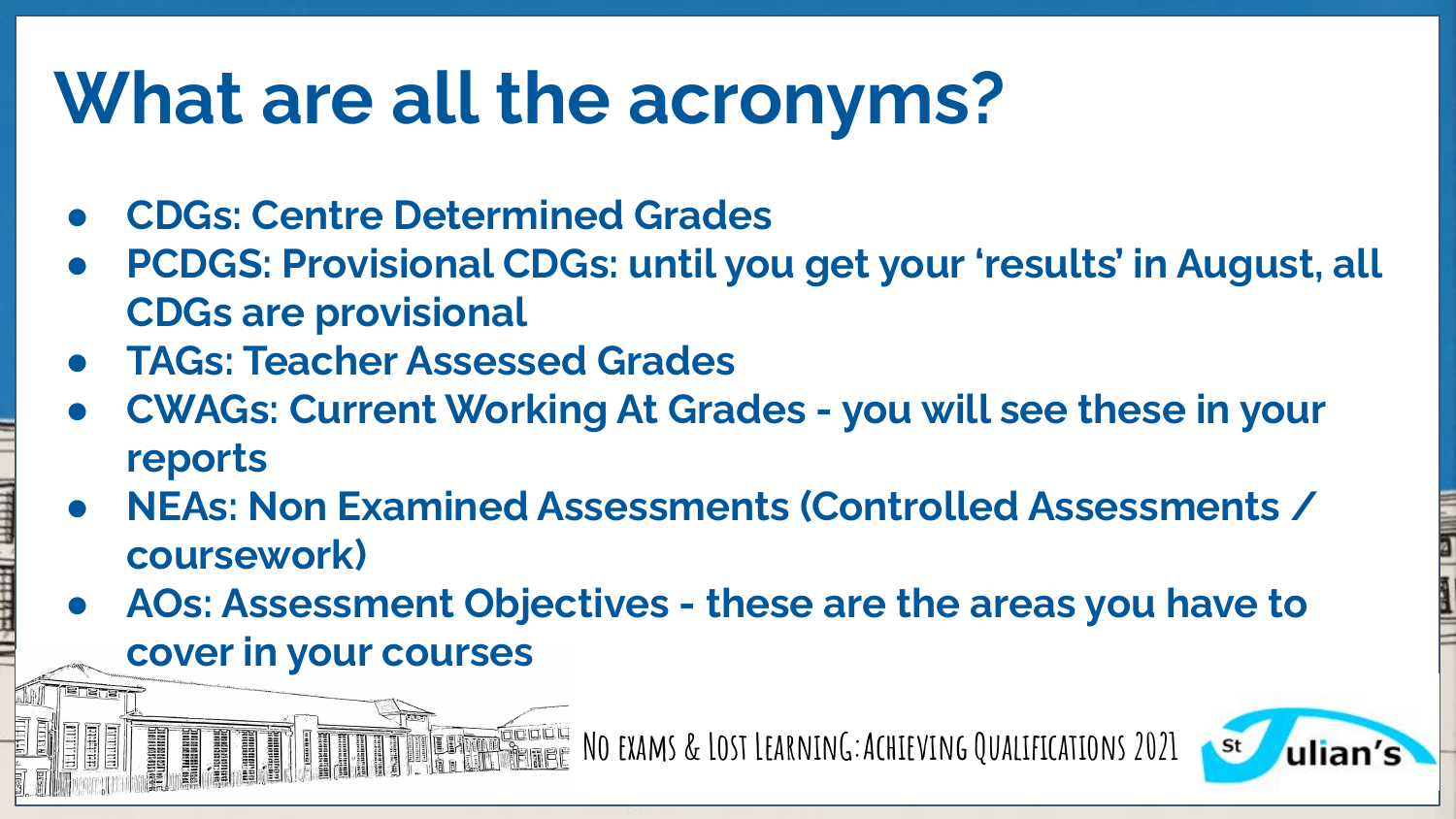# What are all the acronyms?

- **CDGs: Centre Determined Grades**
- **PCDGS: Provisional CDGs: until you get your 'results' in August, all CDGs are provisional**
- **TAGs: Teacher Assessed Grades**
- **CWAGs: Current Working At Grades - you will see these in your reports**
- **NEAs: Non Examined Assessments (Controlled Assessments / coursework)**
- **AOs: Assessment Objectives - these are the areas you have to cover in your courses**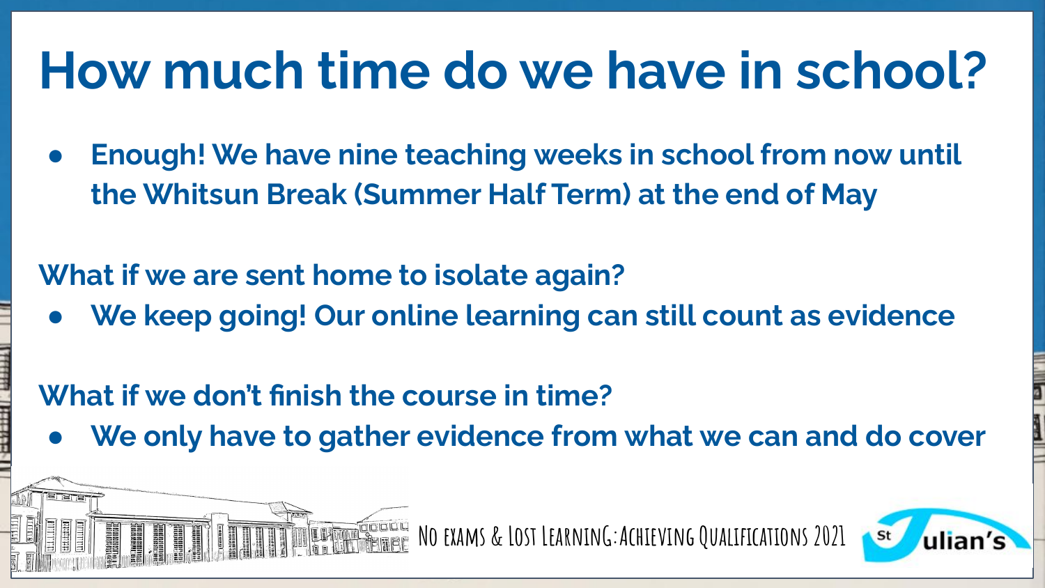# How much time do we have in school?

- **Enough! We have nine teaching weeks in school from now until the Whitsun Break (Summer Half Term) at the end of May**

**What if we are sent home to isolate again?**

- **We keep going! Our online learning can still count as evidence**

**What if we don't finish the course in time?**

- **We only have to gather evidence from what we can and do cover**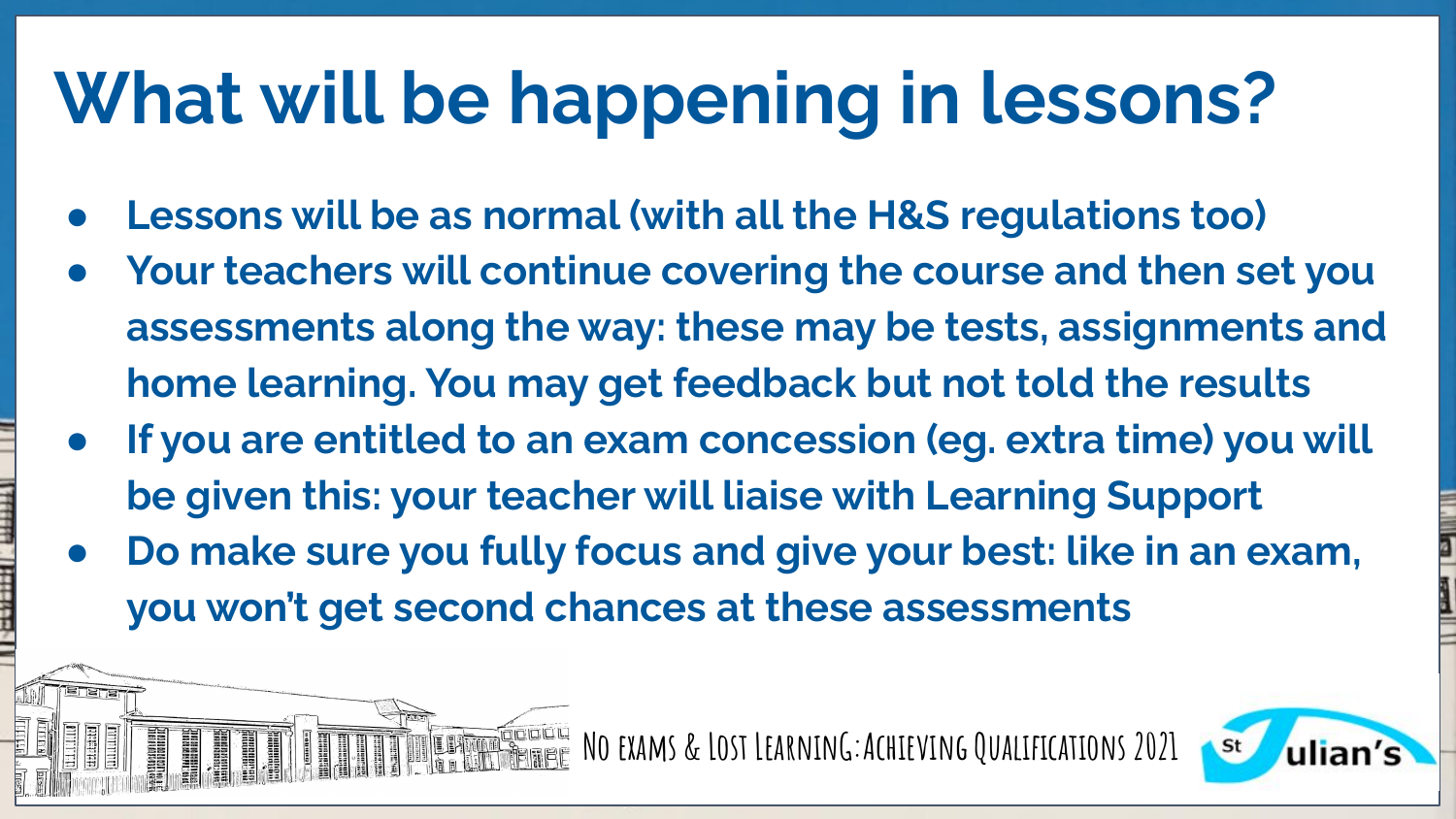# What will be happening in lessons?

- **Lessons will be as normal (with all the H&S regulations too)**
- **Your teachers will continue covering the course and then set you assessments along the way: these may be tests, assignments and home learning. You may get feedback but not told the results**
- **If you are entitled to an exam concession (eg. extra time) you will be given this: your teacher will liaise with Learning Support**
- **Do make sure you fully focus and give your best: like in an exam, you won't get second chances at these assessments**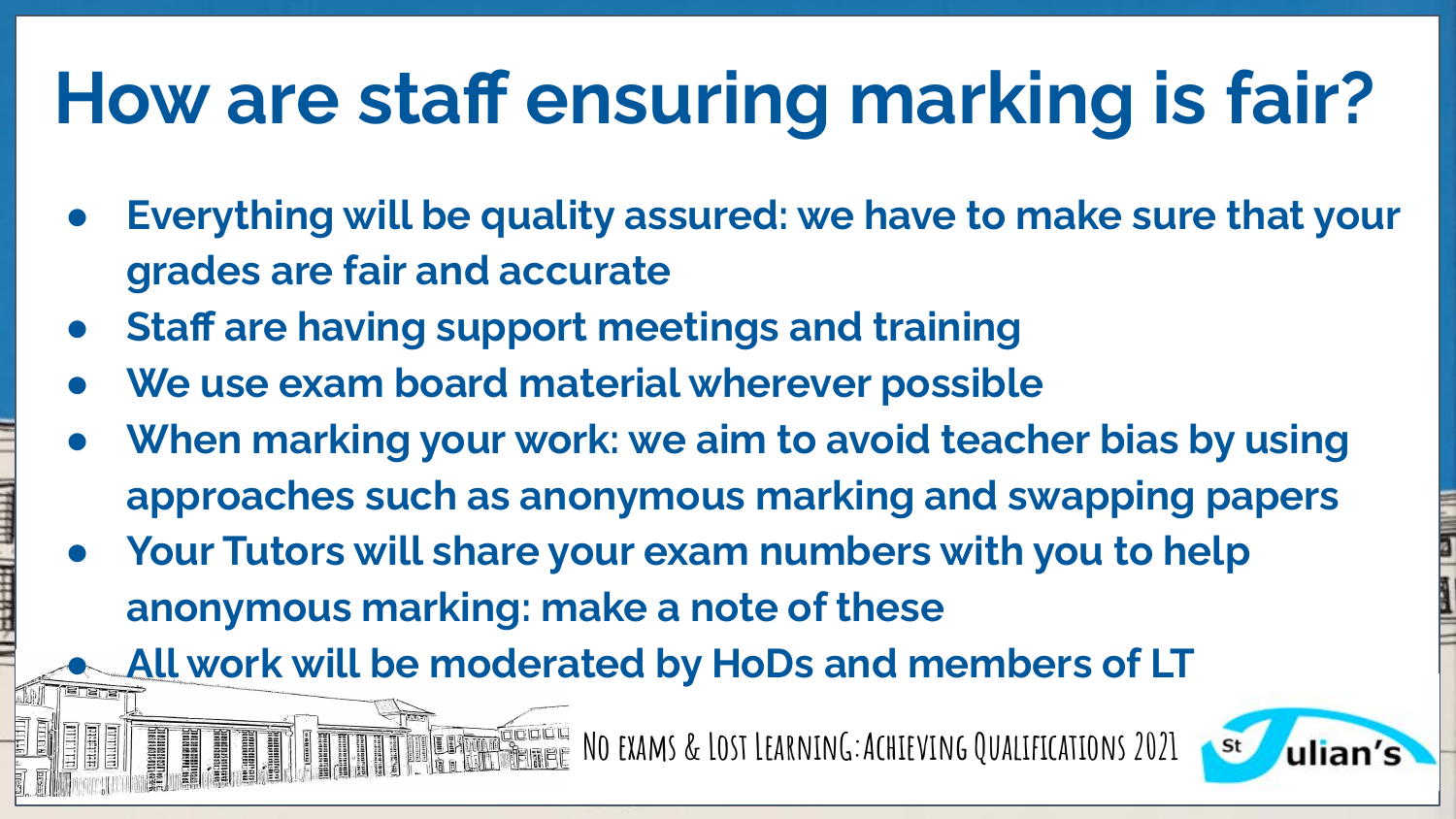# How are staff ensuring marking is fair?

- **Everything will be quality assured: we have to make sure that your grades are fair and accurate**
- **Staff are having support meetings and training**
- **We use exam board material wherever possible**
- **When marking your work: we aim to avoid teacher bias by using approaches such as anonymous marking and swapping papers**
- **Your Tutors will share your exam numbers with you to help anonymous marking: make a note of these**
- **All work will be moderated by HoDs and members of LT**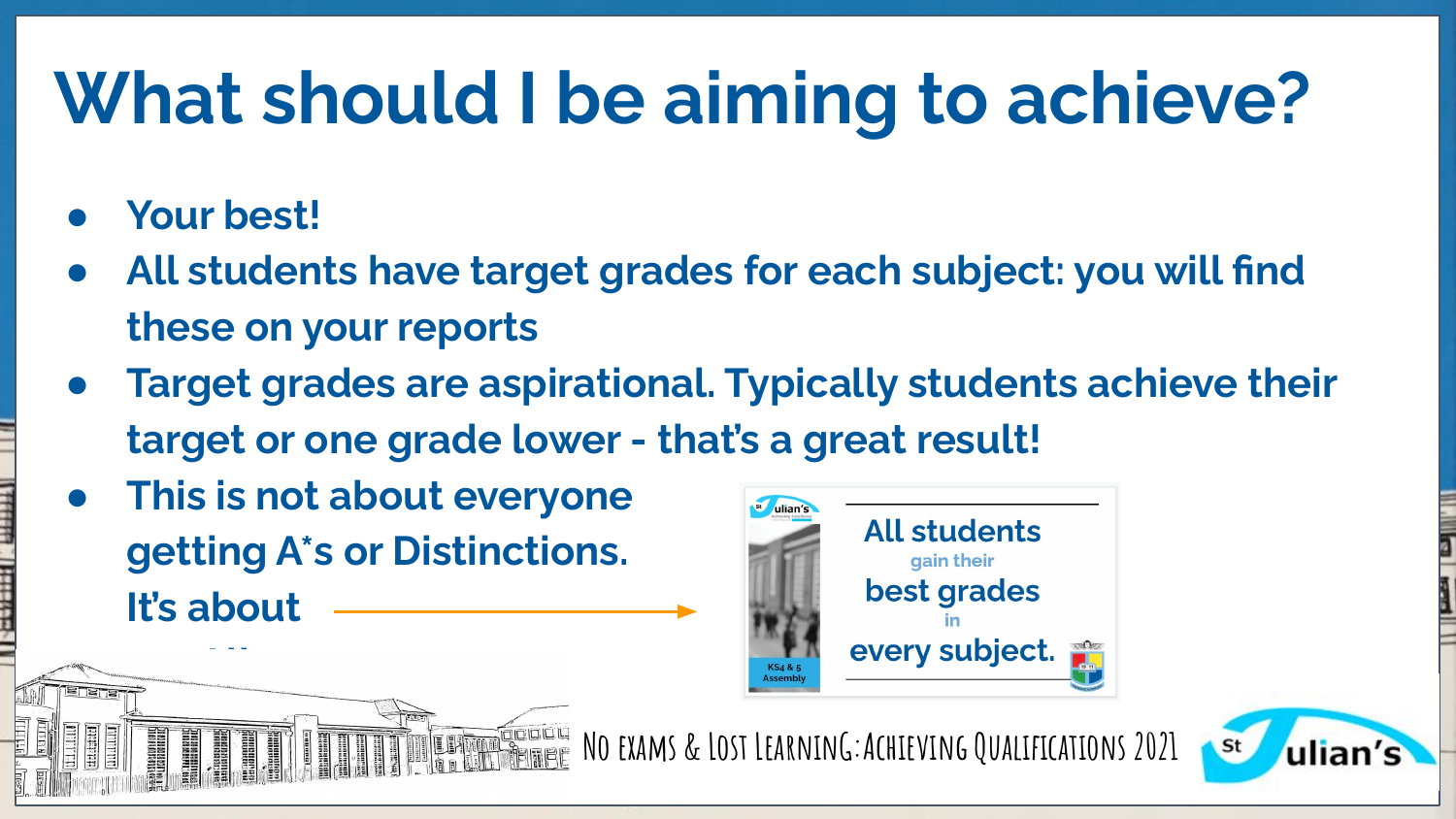# What should I be aiming to achieve?

- **Your best!**
- **All students have target grades for each subject: you will find these on your reports**
- **Target grades are aspirational. Typically students achieve their target or one grade lower - that's a great result!**
- **This is not about everyone getting A*s or Distinctions. It's about**

All students gain their best grades in every subject.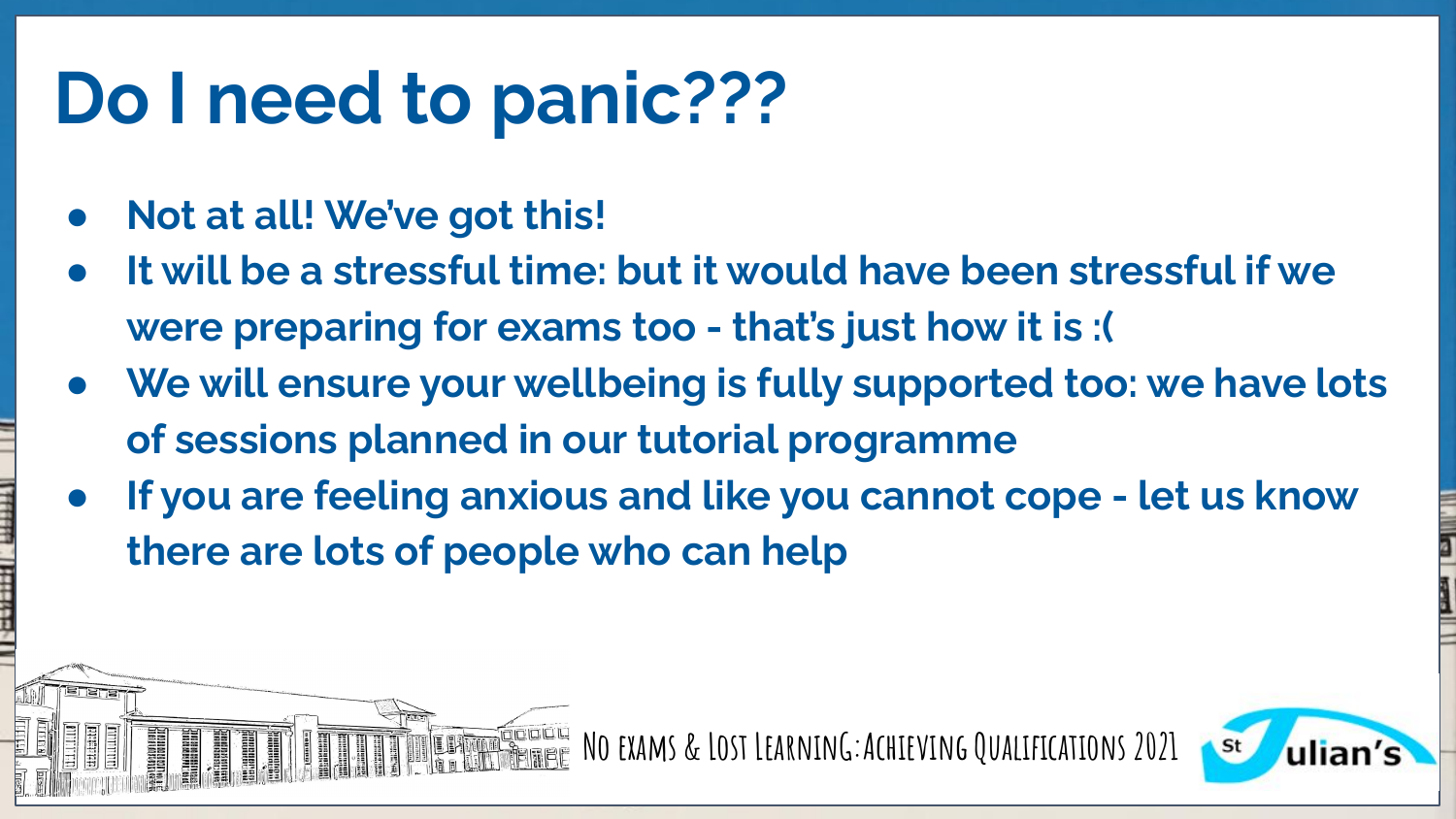# Do I need to panic???

- **Not at all! We've got this!**
- **It will be a stressful time: but it would have been stressful if we were preparing for exams too - that's just how it is :(**
- **We will ensure your wellbeing is fully supported too: we have lots of sessions planned in our tutorial programme**
- **If you are feeling anxious and like you cannot cope - let us know there are lots of people who can help**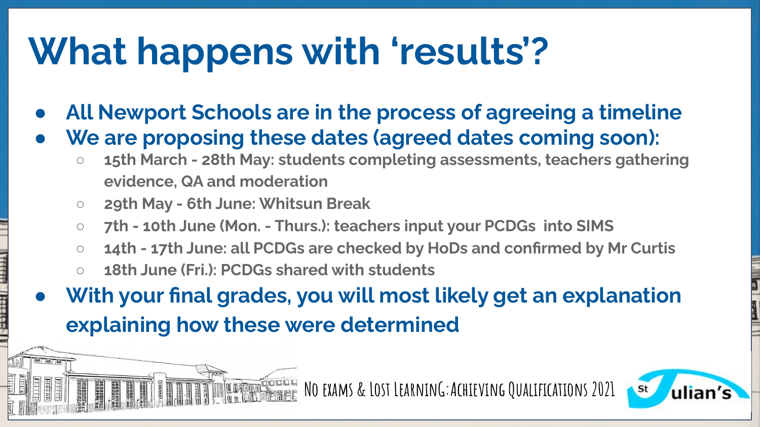# What happens with 'results'?

- **All Newport Schools are in the process of agreeing a timeline**
- **We are proposing these dates (agreed dates coming soon):**
  - **15th March - 28th May: students completing assessments, teachers gathering evidence, QA and moderation**
  - **29th May - 6th June: Whitsun Break**
  - **7th - 10th June (Mon. - Thurs.): teachers input your PCDGs into SIMS**
  - **14th - 17th June: all PCDGs are checked by HoDs and confirmed by Mr Curtis**
  - **18th June (Fri.): PCDGs shared with students**
- **With your final grades, you will most likely get an explanation explaining how these were determined**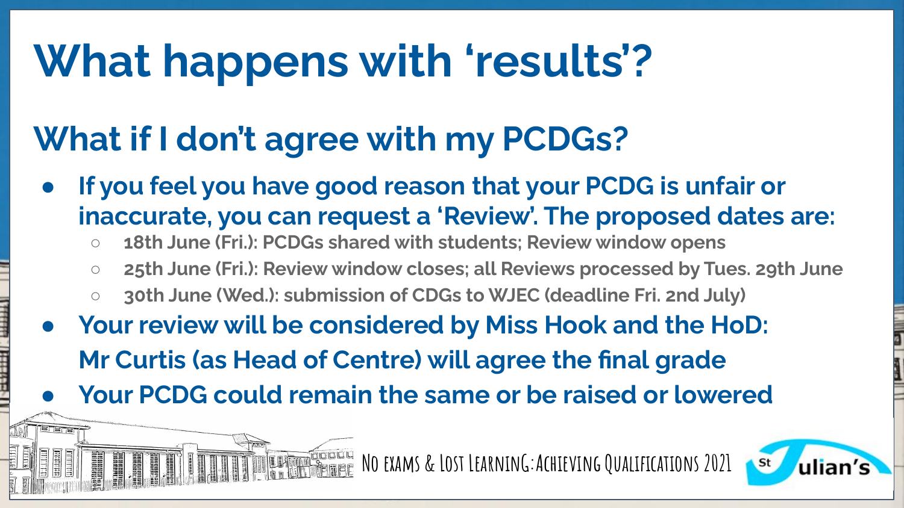# What happens with 'results'?

## What if I don't agree with my PCDGs?

- **If you feel you have good reason that your PCDG is unfair or inaccurate, you can request a 'Review'. The proposed dates are:**
  - **18th June (Fri.): PCDGs shared with students; Review window opens**
  - **25th June (Fri.): Review window closes; all Reviews processed by Tues. 29th June**
  - **30th June (Wed.): submission of CDGs to WJEC (deadline Fri. 2nd July)**
- **Your review will be considered by Miss Hook and the HoD: Mr Curtis (as Head of Centre) will agree the final grade**
- **Your PCDG could remain the same or be raised or lowered**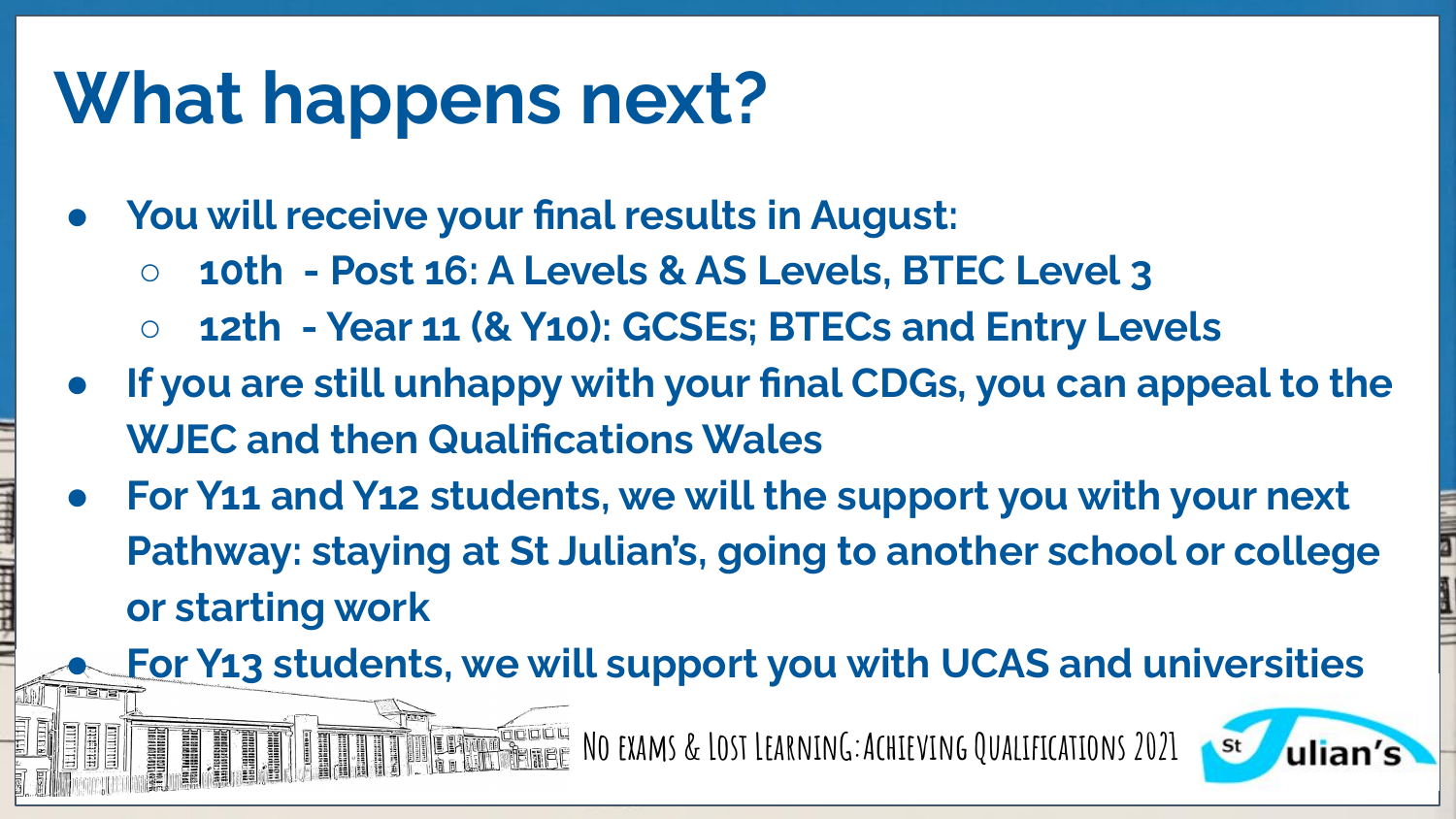# What happens next?

- **You will receive your final results in August:**
  - **10th - Post 16: A Levels & AS Levels, BTEC Level 3**
  - **12th - Year 11 (& Y10): GCSEs; BTECs and Entry Levels**
- **If you are still unhappy with your final CDGs, you can appeal to the WJEC and then Qualifications Wales**
- **For Y11 and Y12 students, we will the support you with your next Pathway: staying at St Julian's, going to another school or college or starting work**
- **For Y13 students, we will support you with UCAS and universities**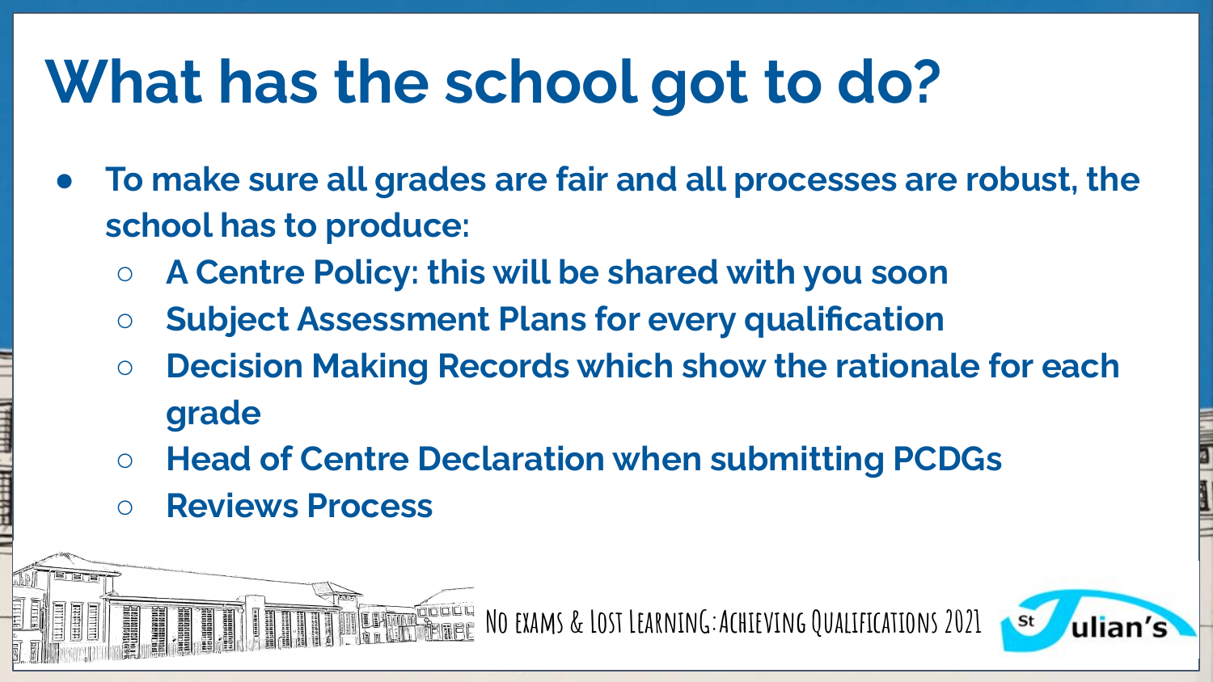# What has the school got to do?

- **To make sure all grades are fair and all processes are robust, the school has to produce:**
  - **A Centre Policy: this will be shared with you soon**
  - **Subject Assessment Plans for every qualification**
  - **Decision Making Records which show the rationale for each grade**
  - **Head of Centre Declaration when submitting PCDGs**
  - **Reviews Process**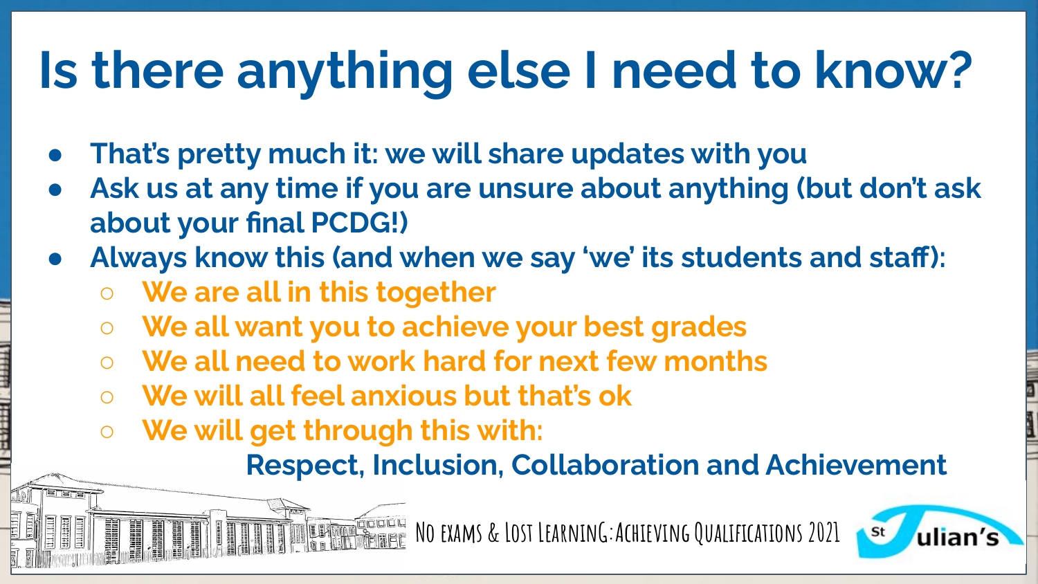# Is there anything else I need to know?

- **That's pretty much it: we will share updates with you**
- **Ask us at any time if you are unsure about anything (but don't ask about your final PCDG!)**
- **Always know this (and when we say 'we' its students and staff):**
  - **We are all in this together**
  - **We all want you to achieve your best grades**
  - **We all need to work hard for next few months**
  - **We will all feel anxious but that's ok**
  - **We will get through this with:**

**Respect, Inclusion, Collaboration and Achievement**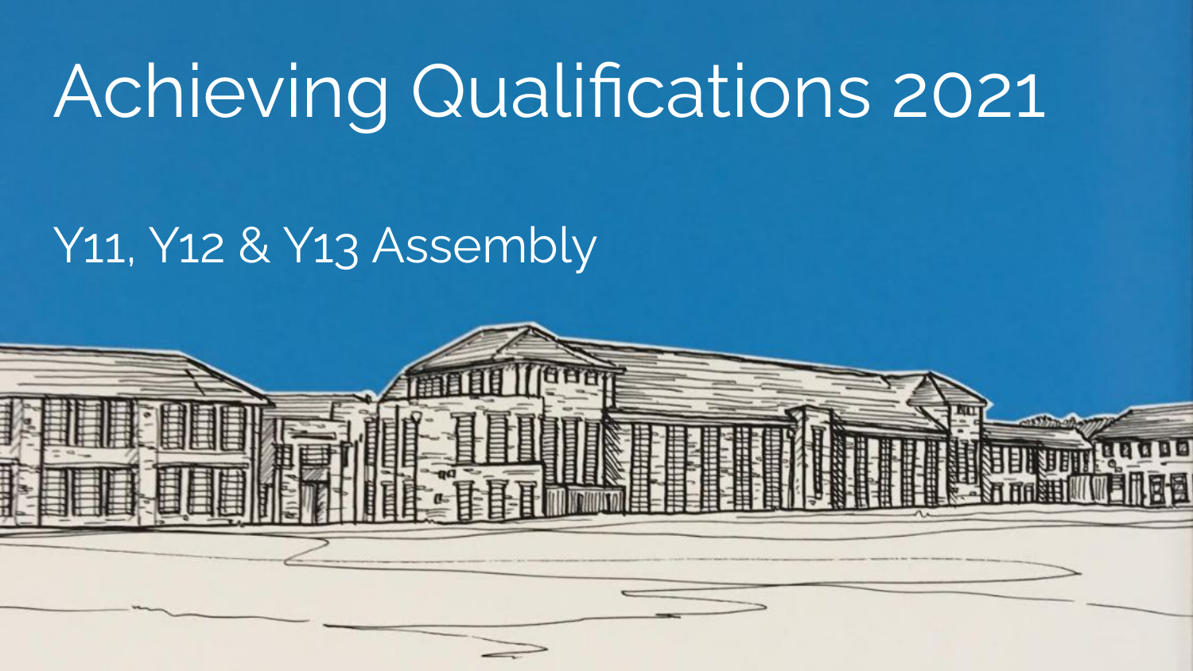# Achieving Qualifications 2021

Y11, Y12 & Y13 Assembly